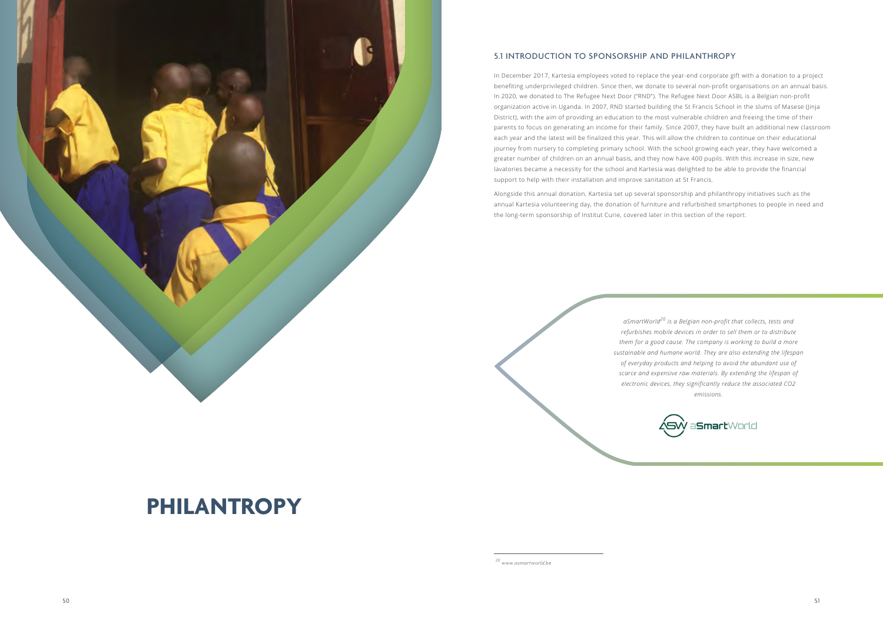# PHILANTROPY

## 5.1 INTRODUCTION TO SPONSORSHIP AND PHILANTHROPY

In December 2017, Kartesia employees voted to replace the year-end corporate gift with a donation to a project benefiting underprivileged children. Since then, we donate to several non-profit organisations on an annual basis. In 2020, we donated to The Refugee Next Door ("RND"). The Refugee Next Door ASBL is a Belgian non-profit organization active in Uganda. In 2007, RND started building the St Francis School in the slums of Masese (Jinja District), with the aim of providing an education to the most vulnerable children and freeing the time of their parents to focus on generating an income for their family. Since 2007, they have built an additional new classroom each year and the latest will be finalized this year. This will allow the children to continue on their educational journey from nursery to completing primary school. With the school growing each year, they have welcomed a greater number of children on an annual basis, and they now have 400 pupils. With this increase in size, new lavatories became a necessity for the school and Kartesia was delighted to be able to provide the financial support to help with their installation and improve sanitation at St Francis.

Alongside this annual donation, Kartesia set up several sponsorship and philanthropy initiatives such as the annual Kartesia volunteering day, the donation of furniture and refurbished smartphones to people in need and the long-term sponsorship of Institut Curie, covered later in this section of the report.

*aSmartWorld[20] is a Belgian non-profit that collects, tests and refurbishes mobile devices in order to sell them or to distribute them for a good cause. The company is working to build a more sustainable and humane world. They are also extending the lifespan of everyday products and helping to avoid the abundant use of scarce and expensive raw materials. By extending the lifespan of electronic devices, they significantly reduce the associated CO2 emissions.*

aSmartWorld

[20] www.asmartworld.be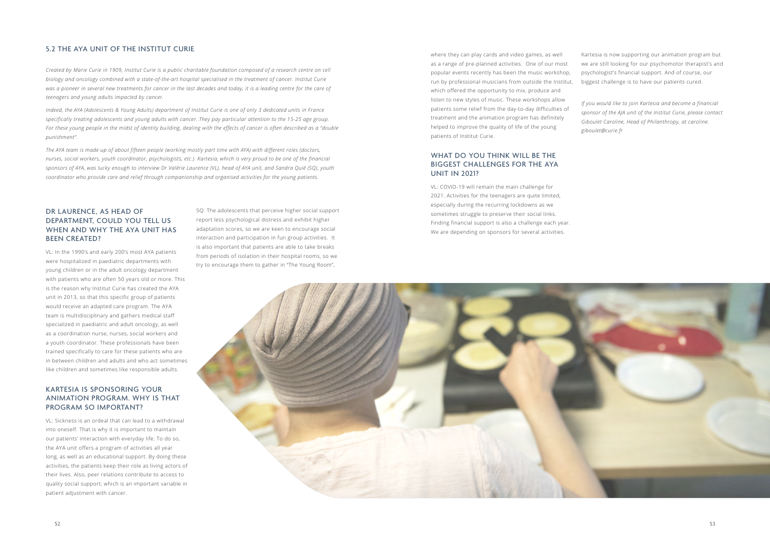## 5.2 THE AYA UNIT OF THE INSTITUT CURIE

*Created by Marie Curie in 1909, Institut Curie is a public charitable foundation composed of a research centre on cell biology and oncology combined with a state-of-the-art hospital specialised in the treatment of cancer. Institut Curie was a pioneer in several new treatments for cancer in the last decades and today, it is a leading centre for the care of teenagers and young adults impacted by cancer.*

*Indeed, the AYA (Adolescents & Young Adults) department of Institut Curie is one of only 3 dedicated units in France specifically treating adolescents and young adults with cancer. They pay particular attention to the 15-25 age group. For these young people in the midst of identity building, dealing with the effects of cancer is often described as a "double punishment".*

*The AYA team is made up of about fifteen people (working mostly part time with AYA) with different roles (doctors, nurses, social workers, youth coordinator, psychologists, etc.). Kartesia, which is very proud to be one of the financial sponsors of AYA, was lucky enough to interview Dr Valérie Laurence (VL), head of AYA unit, and Sandra Quié (SQ), youth coordinator who provide care and relief through companionship and organised activities for the young patients.*

### DR LAURENCE, AS HEAD OF DEPARTMENT, COULD YOU TELL US WHEN AND WHY THE AYA UNIT HAS BEEN CREATED?

VL: In the 1990's and early 200's most AYA patients were hospitalized in paediatric departments with young children or in the adult oncology department with patients who are often 50 years old or more. This is the reason why Institut Curie has created the AYA unit in 2013, so that this specific group of patients would receive an adapted care program. The AYA team is multidisciplinary and gathers medical staff specialized in paediatric and adult oncology, as well as a coordination nurse, nurses, social workers and a youth coordinator. These professionals have been trained specifically to care for these patients who are in between children and adults and who act sometimes like children and sometimes like responsible adults.

### KARTESIA IS SPONSORING YOUR ANIMATION PROGRAM. WHY IS THAT PROGRAM SO IMPORTANT?

VL: Sickness is an ordeal that can lead to a withdrawal into oneself. That is why it is important to maintain our patients' interaction with everyday life. To do so, the AYA unit offers a program of activities all year long, as well as an educational support. By doing these activities, the patients keep their role as living actors of their lives. Also, peer relations contribute to access to quality social support, which is an important variable in patient adjustment with cancer.

SQ: The adolescents that perceive higher social support report less psychological distress and exhibit higher adaptation scores, so we are keen to encourage social interaction and participation in fun group activities. It is also important that patients are able to take breaks from periods of isolation in their hospital rooms, so we try to encourage them to gather in "The Young Room", where they can play cards and video games, as well as a range of pre-planned activities. One of our most popular events recently has been the music workshop, run by professional musicians from outside the Institut, which offered the opportunity to mix, produce and listen to new styles of music. These workshops allow patients some relief from the day-to-day difficulties of treatment and the animation program has definitely helped to improve the quality of life of the young patients of Institut Curie.

### WHAT DO YOU THINK WILL BE THE BIGGEST CHALLENGES FOR THE AYA UNIT IN 2021?

VL: COVID-19 will remain the main challenge for 2021. Activities for the teenagers are quite limited, especially during the recurring lockdowns as we sometimes struggle to preserve their social links. Finding financial support is also a challenge each year. We are depending on sponsors for several activities.

Kartesia is now supporting our animation program but we are still looking for our psychomotor therapist's and psychologist's financial support. And of course, our biggest challenge is to have our patients cured.

*If you would like to join Kartesia and become a financial sponsor of the AJA unit of the Institut Curie, please contact Giboulet Caroline, Head of Philanthropy, at caroline.giboulet@curie.fr*